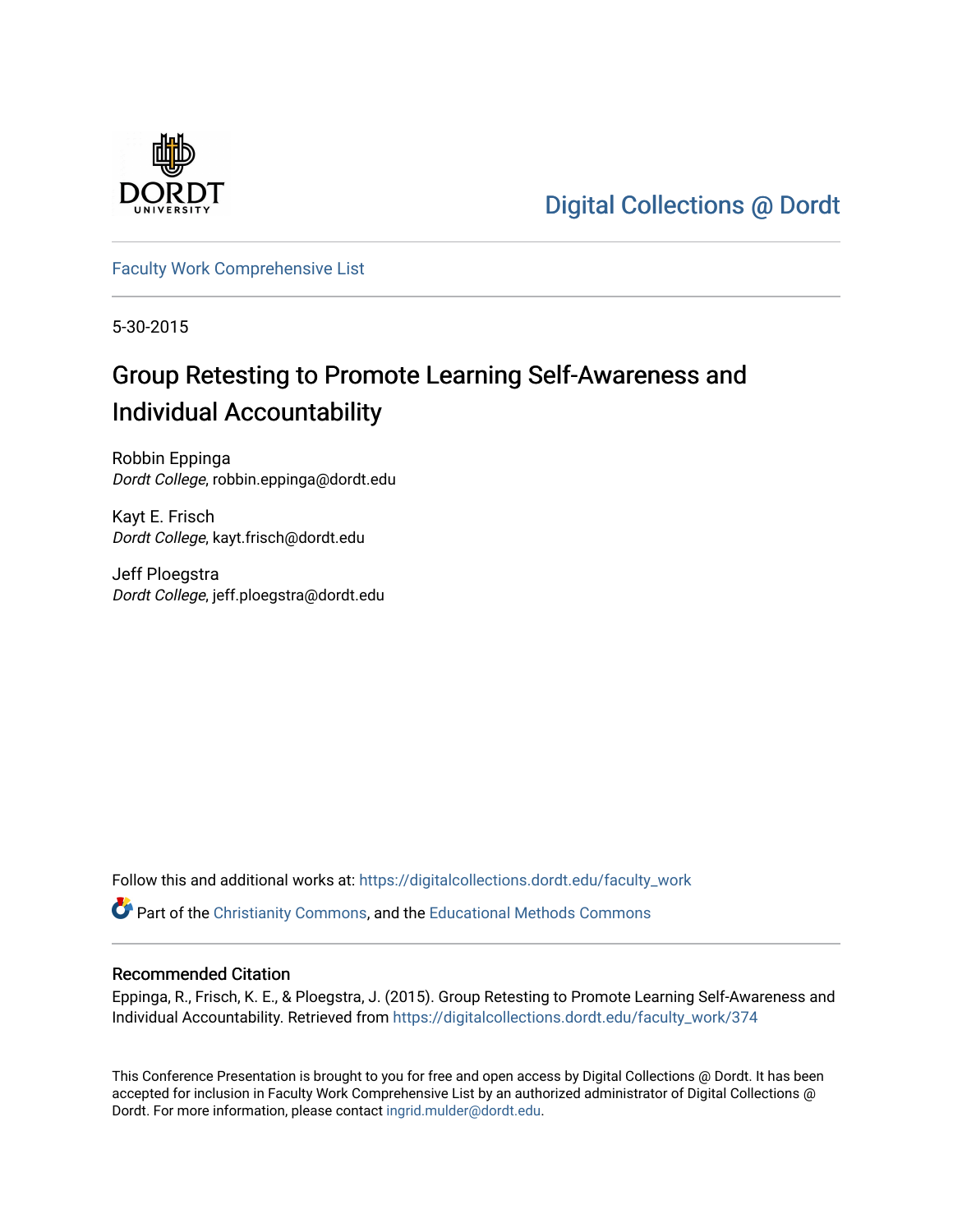Digital Collections @ Dordt

Faculty Work Comprehensive List

5-30-2015

# Group Retesting to Promote Learning Self-Awareness and Individual Accountability

Robbin Eppinga
*Dordt College*, robbin.eppinga@dordt.edu

Kayt E. Frisch
*Dordt College*, kayt.frisch@dordt.edu

Jeff Ploegstra
*Dordt College*, jeff.ploegstra@dordt.edu

Follow this and additional works at: https://digitalcollections.dordt.edu/faculty_work

Part of the Christianity Commons, and the Educational Methods Commons

## Recommended Citation

Eppinga, R., Frisch, K. E., & Ploegstra, J. (2015). Group Retesting to Promote Learning Self-Awareness and Individual Accountability. Retrieved from https://digitalcollections.dordt.edu/faculty_work/374

This Conference Presentation is brought to you for free and open access by Digital Collections @ Dordt. It has been accepted for inclusion in Faculty Work Comprehensive List by an authorized administrator of Digital Collections @ Dordt. For more information, please contact ingrid.mulder@dordt.edu.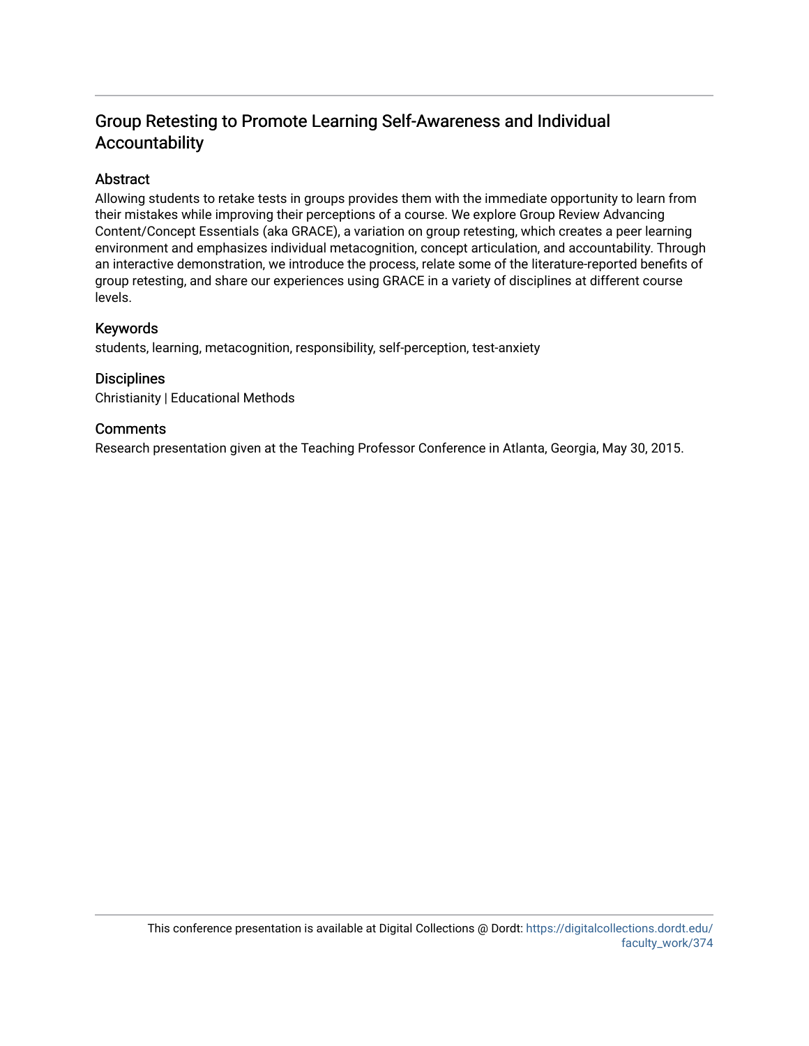# Group Retesting to Promote Learning Self-Awareness and Individual Accountability

## Abstract

Allowing students to retake tests in groups provides them with the immediate opportunity to learn from their mistakes while improving their perceptions of a course. We explore Group Review Advancing Content/Concept Essentials (aka GRACE), a variation on group retesting, which creates a peer learning environment and emphasizes individual metacognition, concept articulation, and accountability. Through an interactive demonstration, we introduce the process, relate some of the literature-reported benefits of group retesting, and share our experiences using GRACE in a variety of disciplines at different course levels.

## Keywords

students, learning, metacognition, responsibility, self-perception, test-anxiety

## Disciplines

Christianity | Educational Methods

## Comments

Research presentation given at the Teaching Professor Conference in Atlanta, Georgia, May 30, 2015.

This conference presentation is available at Digital Collections @ Dordt: https://digitalcollections.dordt.edu/faculty_work/374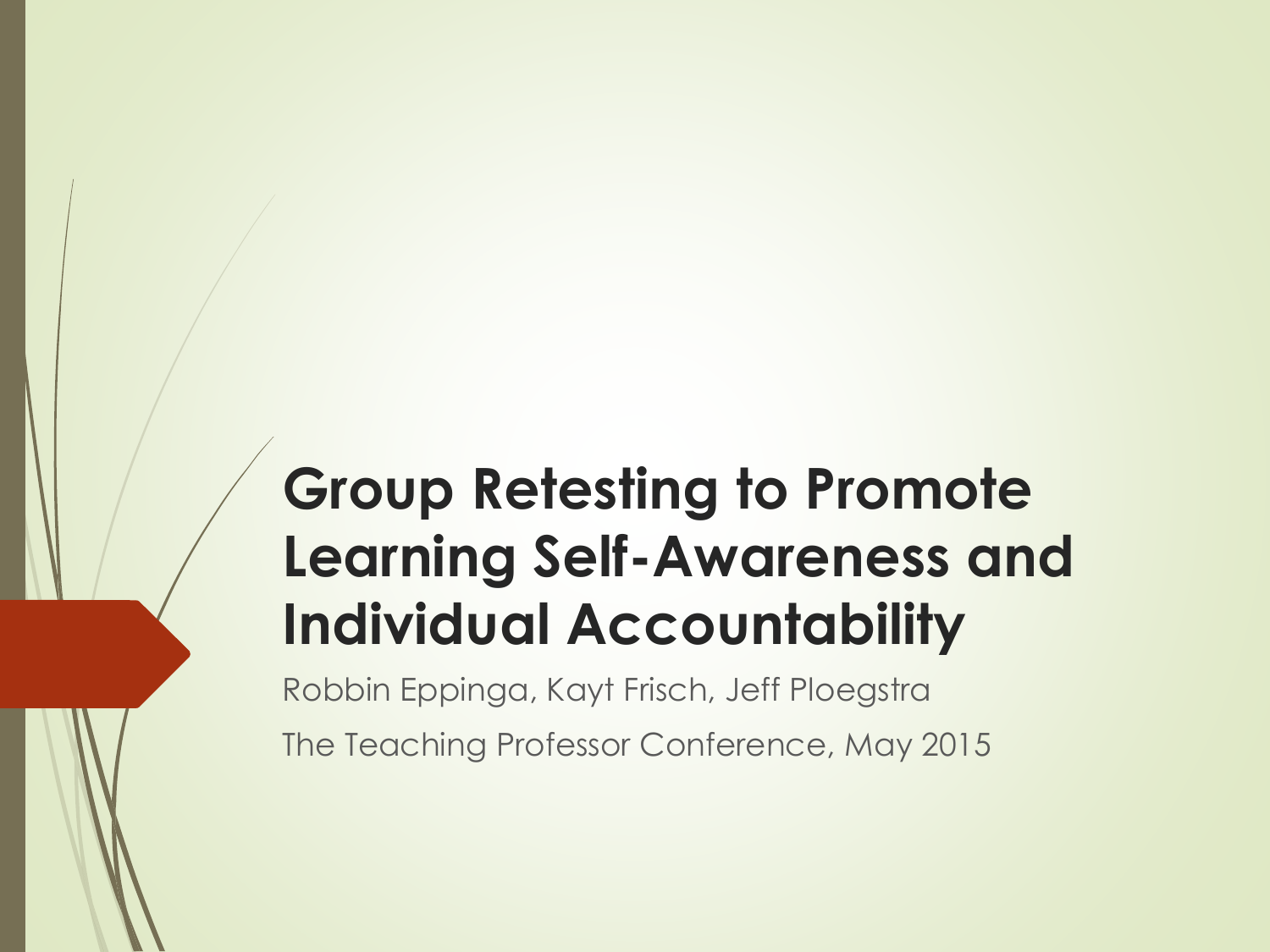# Group Retesting to Promote Learning Self-Awareness and Individual Accountability

Robbin Eppinga, Kayt Frisch, Jeff Ploegstra

The Teaching Professor Conference, May 2015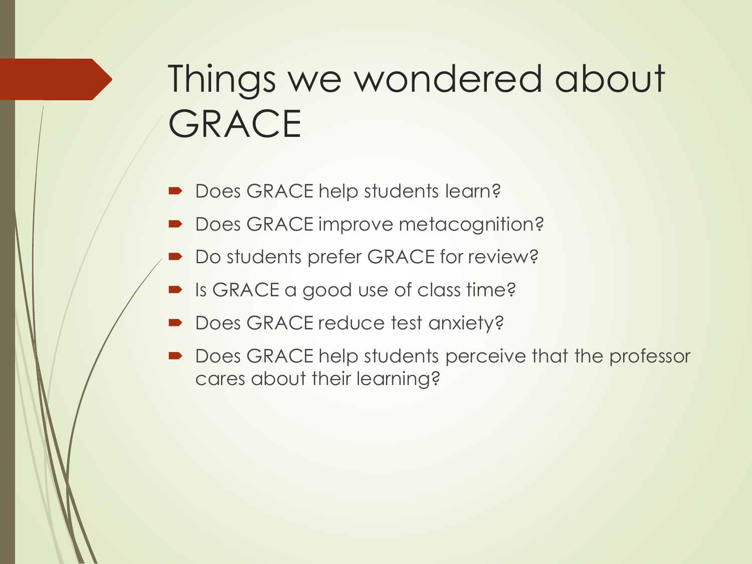# Things we wondered about GRACE

- Does GRACE help students learn?
- Does GRACE improve metacognition?
- Do students prefer GRACE for review?
- Is GRACE a good use of class time?
- Does GRACE reduce test anxiety?
- Does GRACE help students perceive that the professor cares about their learning?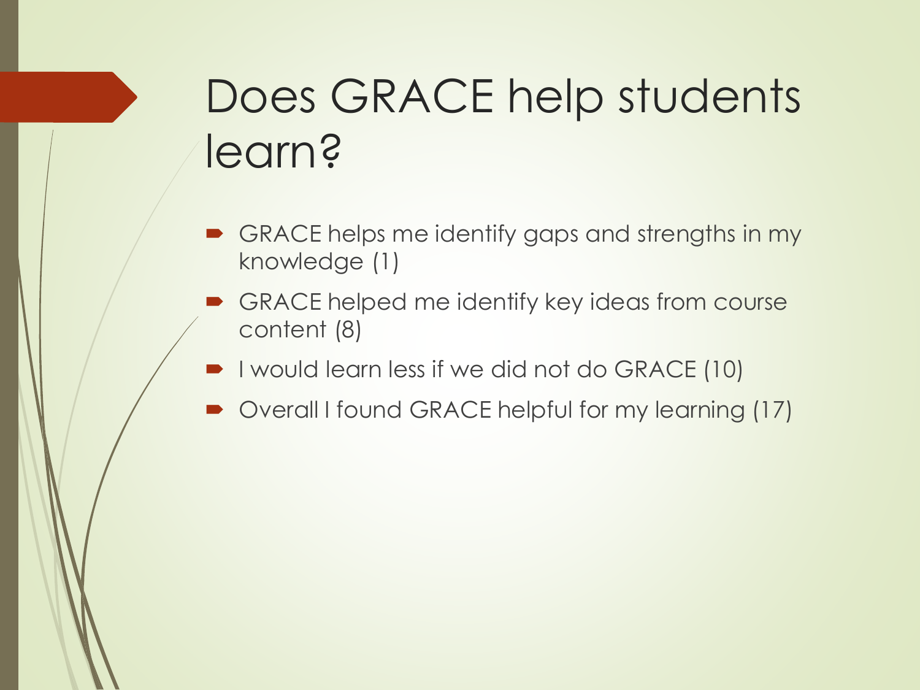# Does GRACE help students learn?

- GRACE helps me identify gaps and strengths in my knowledge (1)
- GRACE helped me identify key ideas from course content (8)
- I would learn less if we did not do GRACE (10)
- Overall I found GRACE helpful for my learning (17)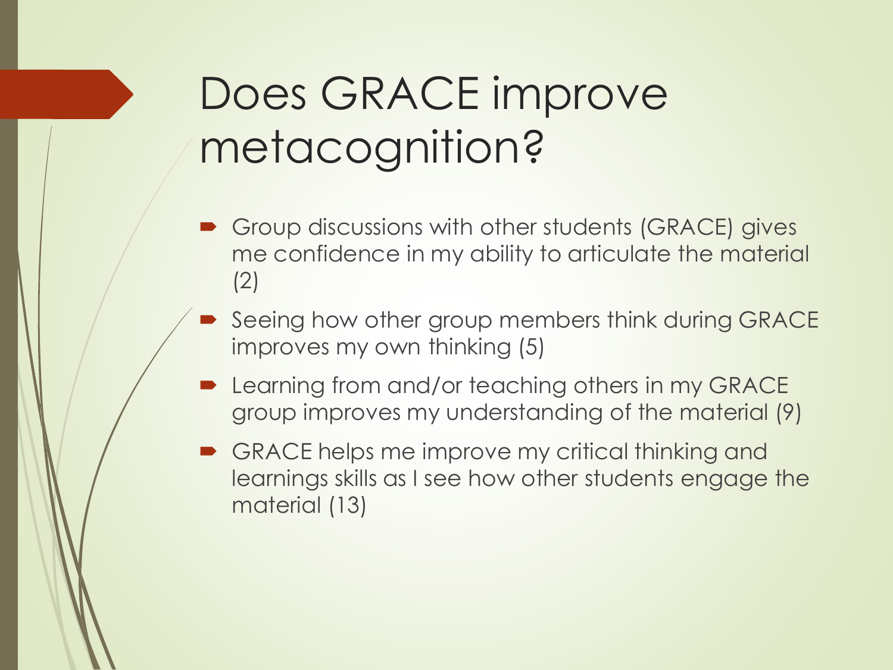# Does GRACE improve metacognition?

- Group discussions with other students (GRACE) gives me confidence in my ability to articulate the material (2)
- Seeing how other group members think during GRACE improves my own thinking (5)
- Learning from and/or teaching others in my GRACE group improves my understanding of the material (9)
- GRACE helps me improve my critical thinking and learnings skills as I see how other students engage the material (13)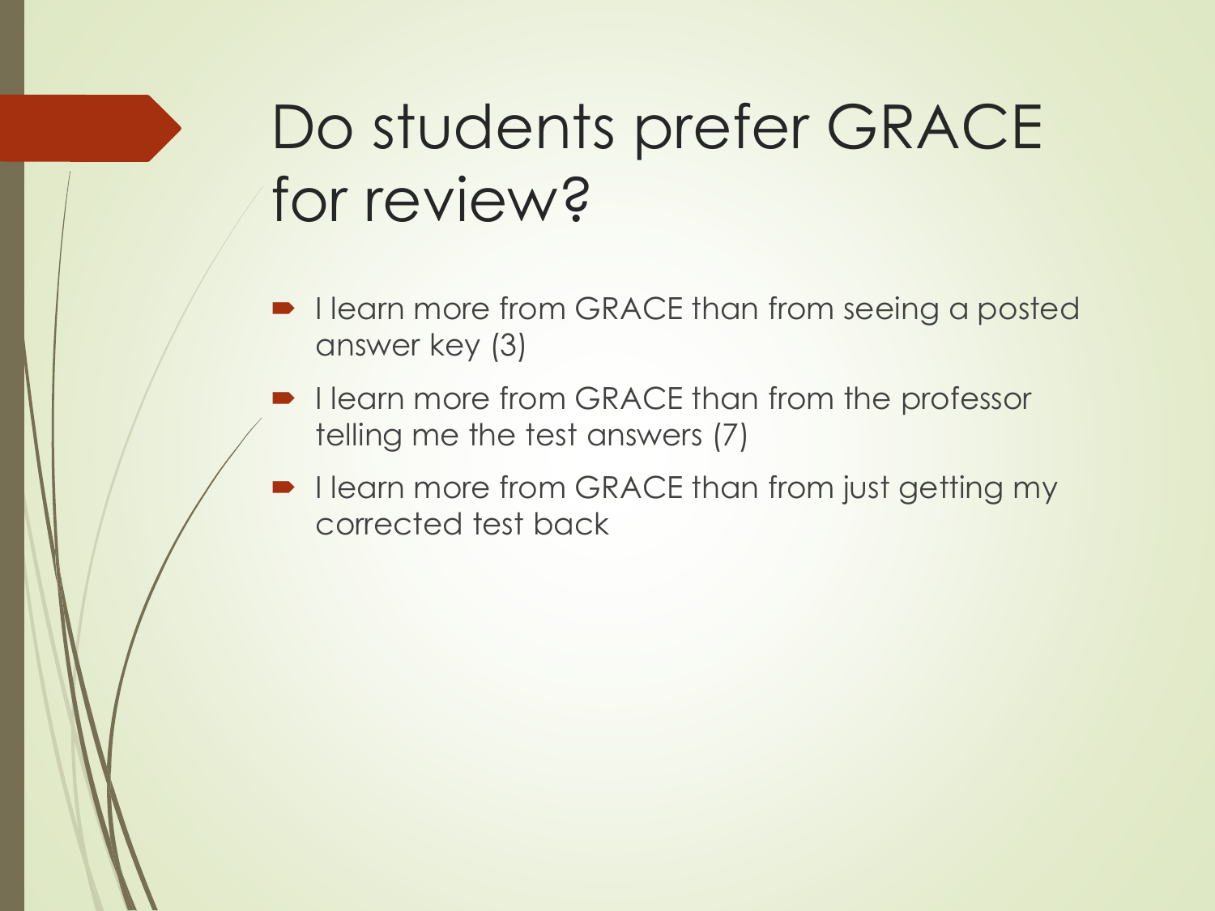# Do students prefer GRACE for review?

- I learn more from GRACE than from seeing a posted answer key (3)
- I learn more from GRACE than from the professor telling me the test answers (7)
- I learn more from GRACE than from just getting my corrected test back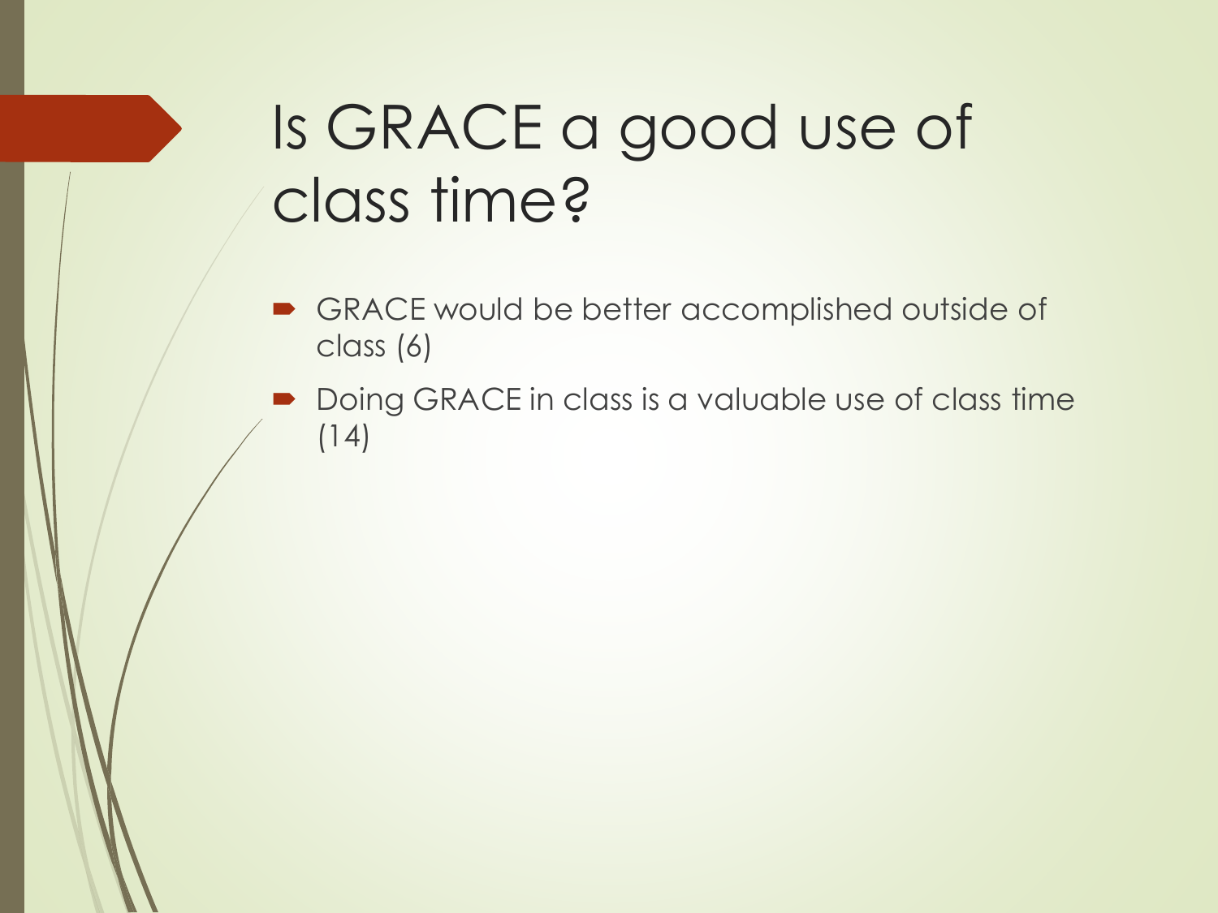# Is GRACE a good use of class time?

- GRACE would be better accomplished outside of class (6)
- Doing GRACE in class is a valuable use of class time (14)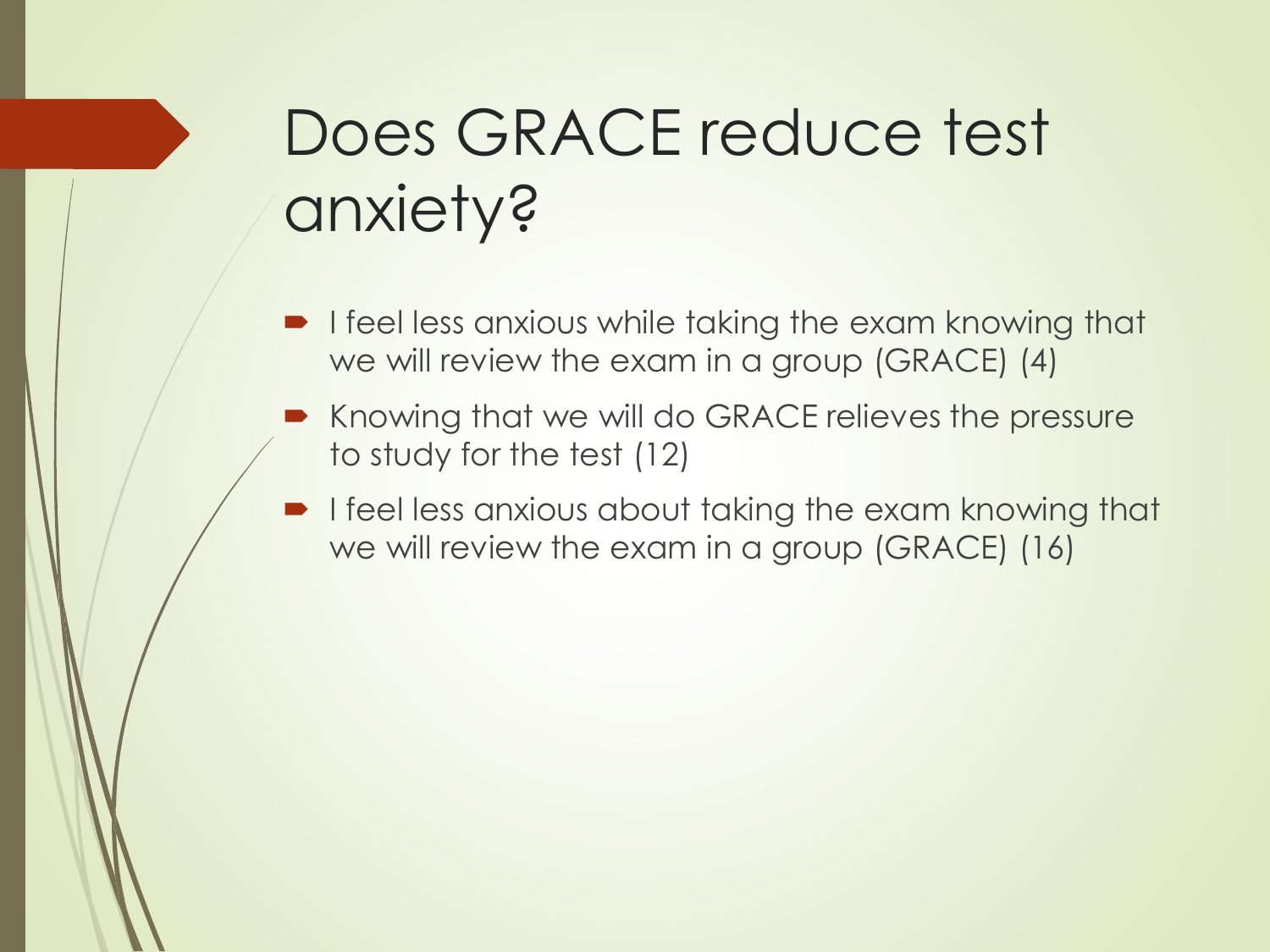# Does GRACE reduce test anxiety?

- I feel less anxious while taking the exam knowing that we will review the exam in a group (GRACE) (4)
- Knowing that we will do GRACE relieves the pressure to study for the test (12)
- I feel less anxious about taking the exam knowing that we will review the exam in a group (GRACE) (16)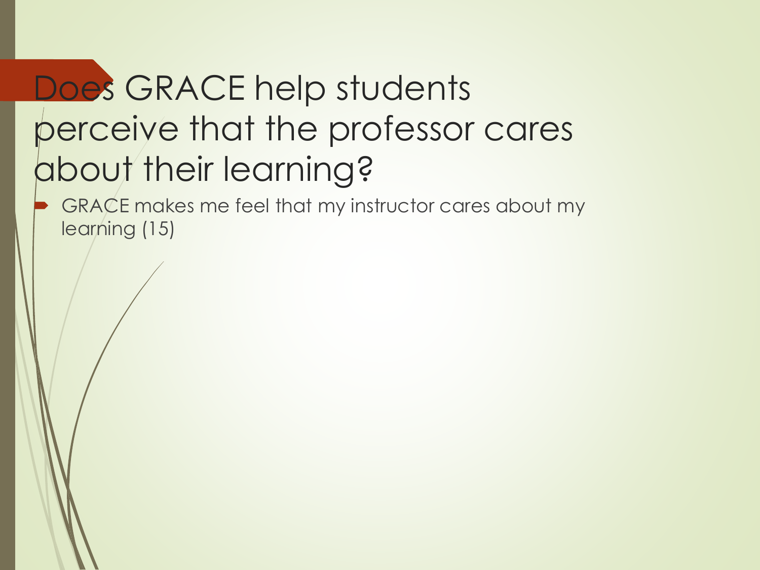# Does GRACE help students perceive that the professor cares about their learning?

- GRACE makes me feel that my instructor cares about my learning (15)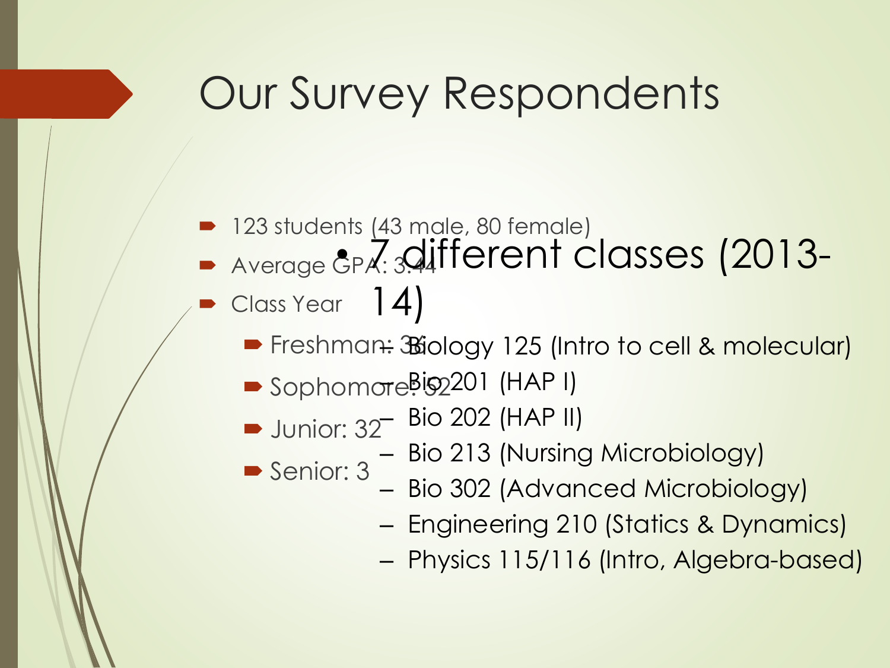# Our Survey Respondents

- 123 students (43 male, 80 female)
- Average GPA: 3.44
- Class Year
  - Freshman: 36
  - Sophomore: 52
  - Junior: 32
  - Senior: 3

- 7 different classes (2013-14)
  - Biology 125 (Intro to cell & molecular)
  - Bio 201 (HAP I)
  - Bio 202 (HAP II)
  - Bio 213 (Nursing Microbiology)
  - Bio 302 (Advanced Microbiology)
  - Engineering 210 (Statics & Dynamics)
  - Physics 115/116 (Intro, Algebra-based)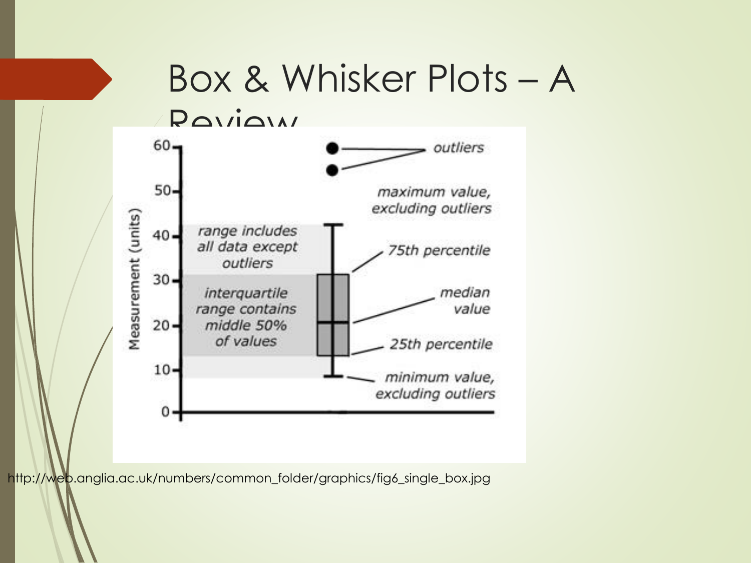# Box & Whisker Plots – A Review

60
50
40
30
20
10
0

Measurement (units)

outliers

maximum value, excluding outliers

range includes all data except outliers

75th percentile

interquartile range contains middle 50% of values

median value

25th percentile

minimum value, excluding outliers

http://web.anglia.ac.uk/numbers/common_folder/graphics/fig6_single_box.jpg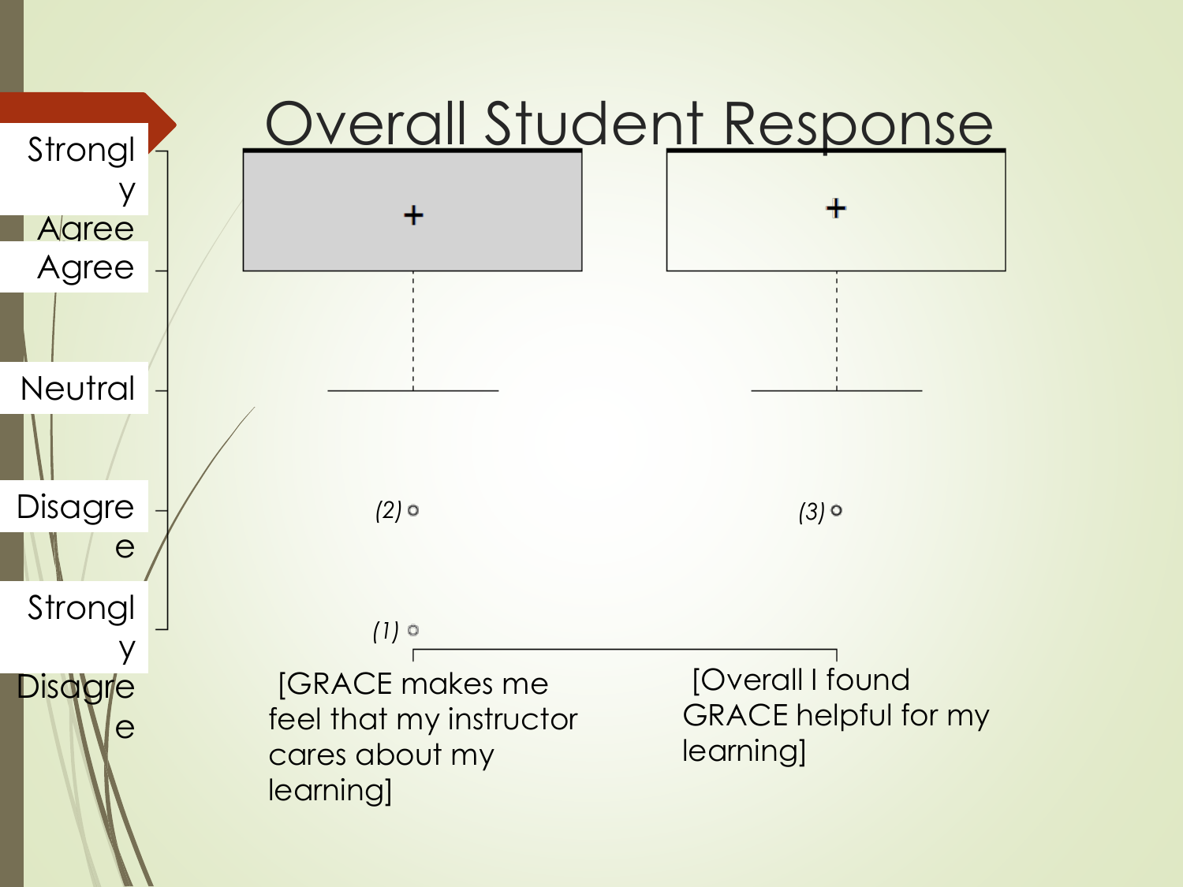# Overall Student Response

Strongly Agree

Agree

Neutral

Disagree

Strongly Disagree

(2)

(3)

(1)

[GRACE makes me feel that my instructor cares about my learning]

[Overall I found GRACE helpful for my learning]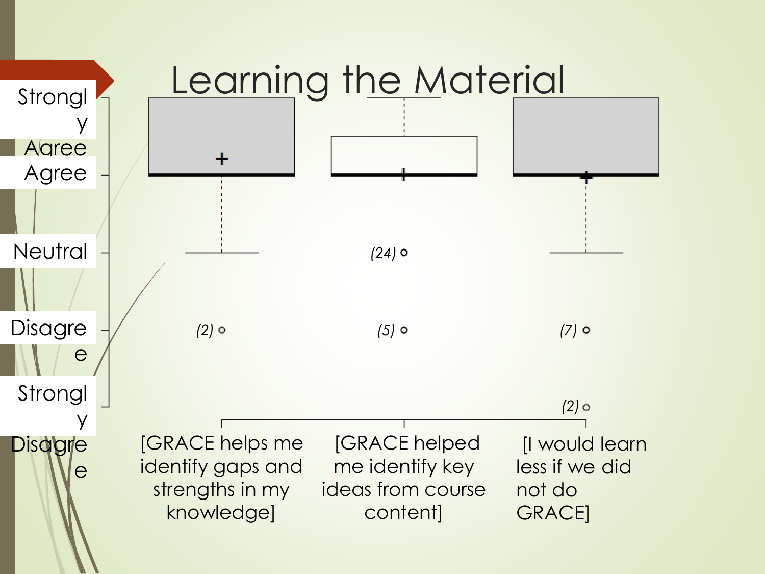# Learning the Material

Strongly Agree

Agree

Neutral

Disagree

Strongly Disagree

(2) (24) (5) (7) (2)

[GRACE helps me identify gaps and strengths in my knowledge]

[GRACE helped me identify key ideas from course content]

[I would learn less if we did not do GRACE]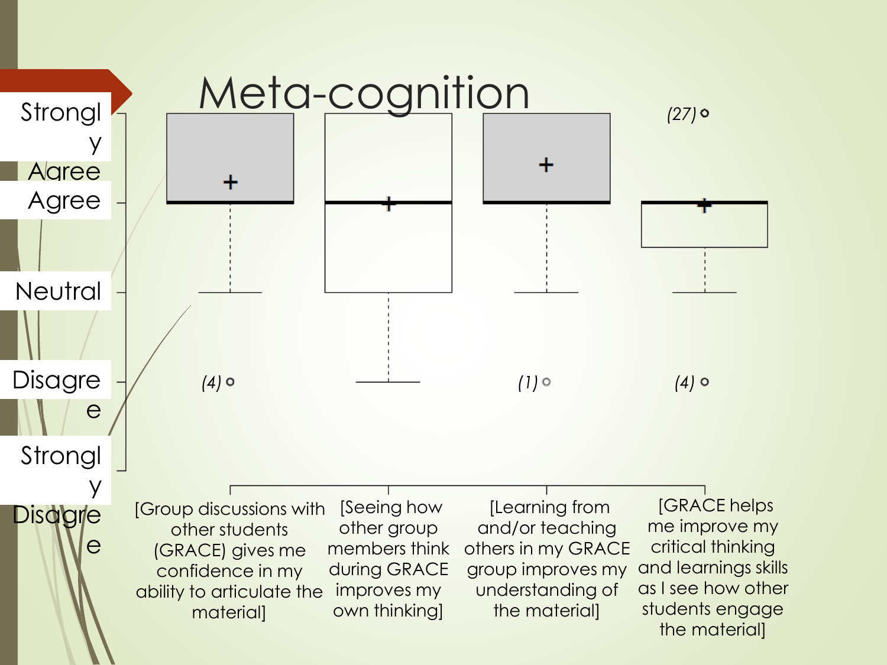# Meta-cognition

Strongly Agree

Agree

Neutral

Disagree

Strongly Disagree

(27)

(4)

(1)

(4)

[Group discussions with other students (GRACE) gives me confidence in my ability to articulate the material]

[Seeing how other group members think during GRACE improves my own thinking]

[Learning from and/or teaching others in my GRACE group improves my understanding of the material]

[GRACE helps me improve my critical thinking and learnings skills as I see how other students engage the material]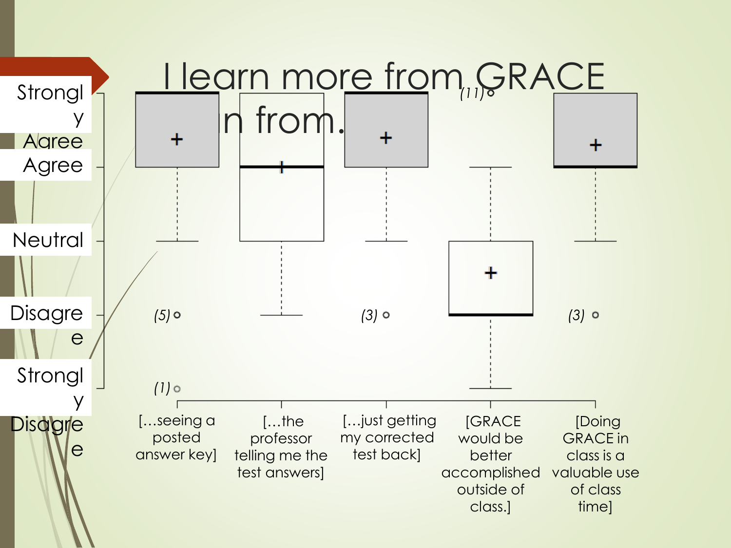# I learn more from GRACE than from…

Strongly Agree

Agree

Neutral

Disagree

Strongly Disagree

(5)
(1)
(3)
(11)
(3)

[…seeing a posted answer key]

[…the professor telling me the test answers]

[…just getting my corrected test back]

[GRACE would be better accomplished outside of class.]

[Doing GRACE in class is a valuable use of class time]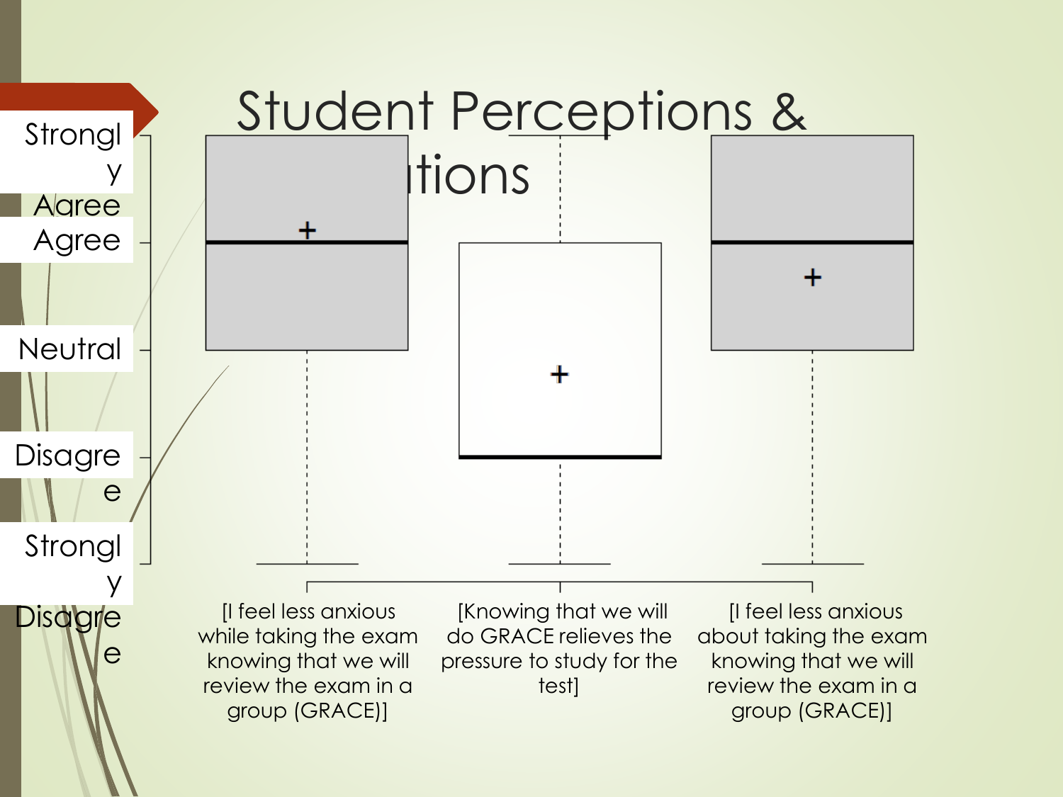# Student Perceptions & ...tions

Strongly Agree

Agree

Neutral

Disagree

Strongly Disagree

[I feel less anxious while taking the exam knowing that we will review the exam in a group (GRACE)]

[Knowing that we will do GRACE relieves the pressure to study for the test]

[I feel less anxious about taking the exam knowing that we will review the exam in a group (GRACE)]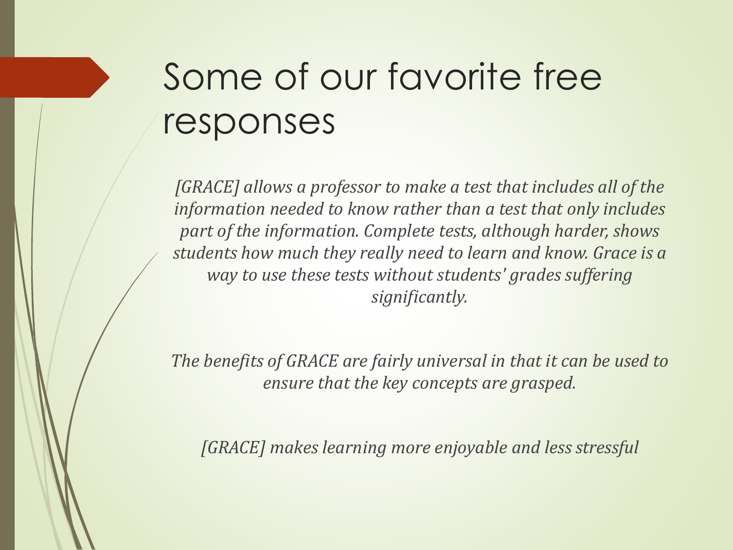# Some of our favorite free responses

*[GRACE] allows a professor to make a test that includes all of the information needed to know rather than a test that only includes part of the information. Complete tests, although harder, shows students how much they really need to learn and know. Grace is a way to use these tests without students' grades suffering significantly.*

*The benefits of GRACE are fairly universal in that it can be used to ensure that the key concepts are grasped.*

*[GRACE] makes learning more enjoyable and less stressful*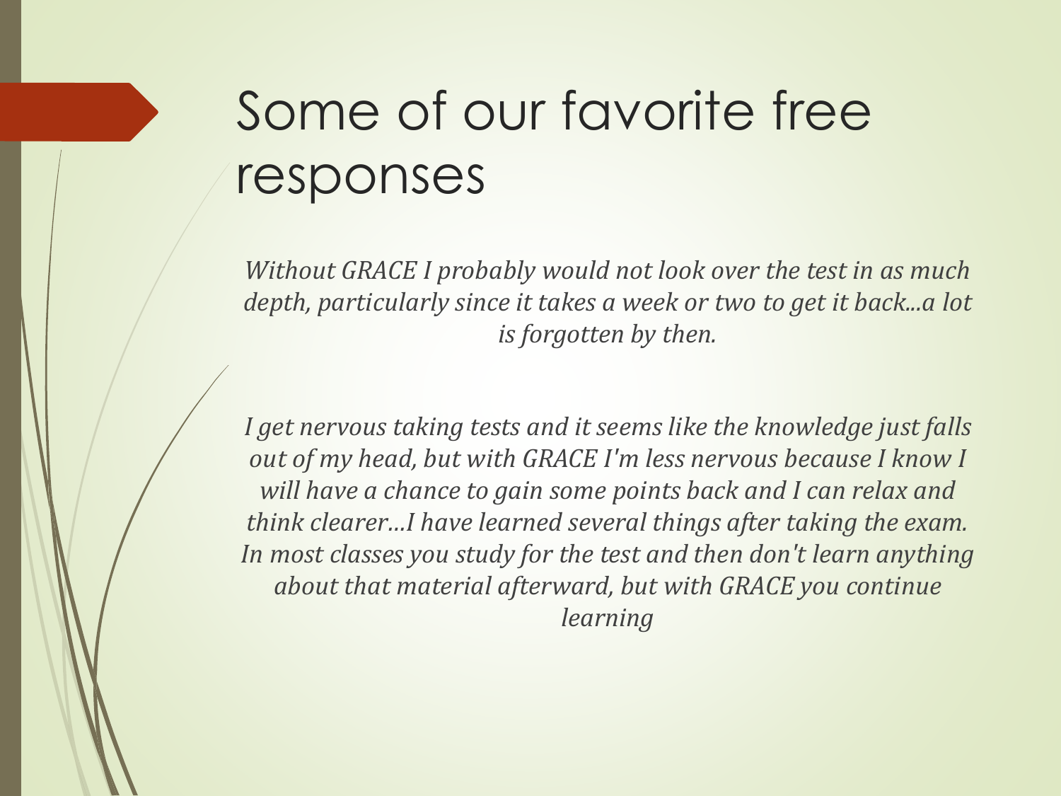# Some of our favorite free responses

*Without GRACE I probably would not look over the test in as much depth, particularly since it takes a week or two to get it back...a lot is forgotten by then.*

*I get nervous taking tests and it seems like the knowledge just falls out of my head, but with GRACE I'm less nervous because I know I will have a chance to gain some points back and I can relax and think clearer…I have learned several things after taking the exam. In most classes you study for the test and then don't learn anything about that material afterward, but with GRACE you continue learning*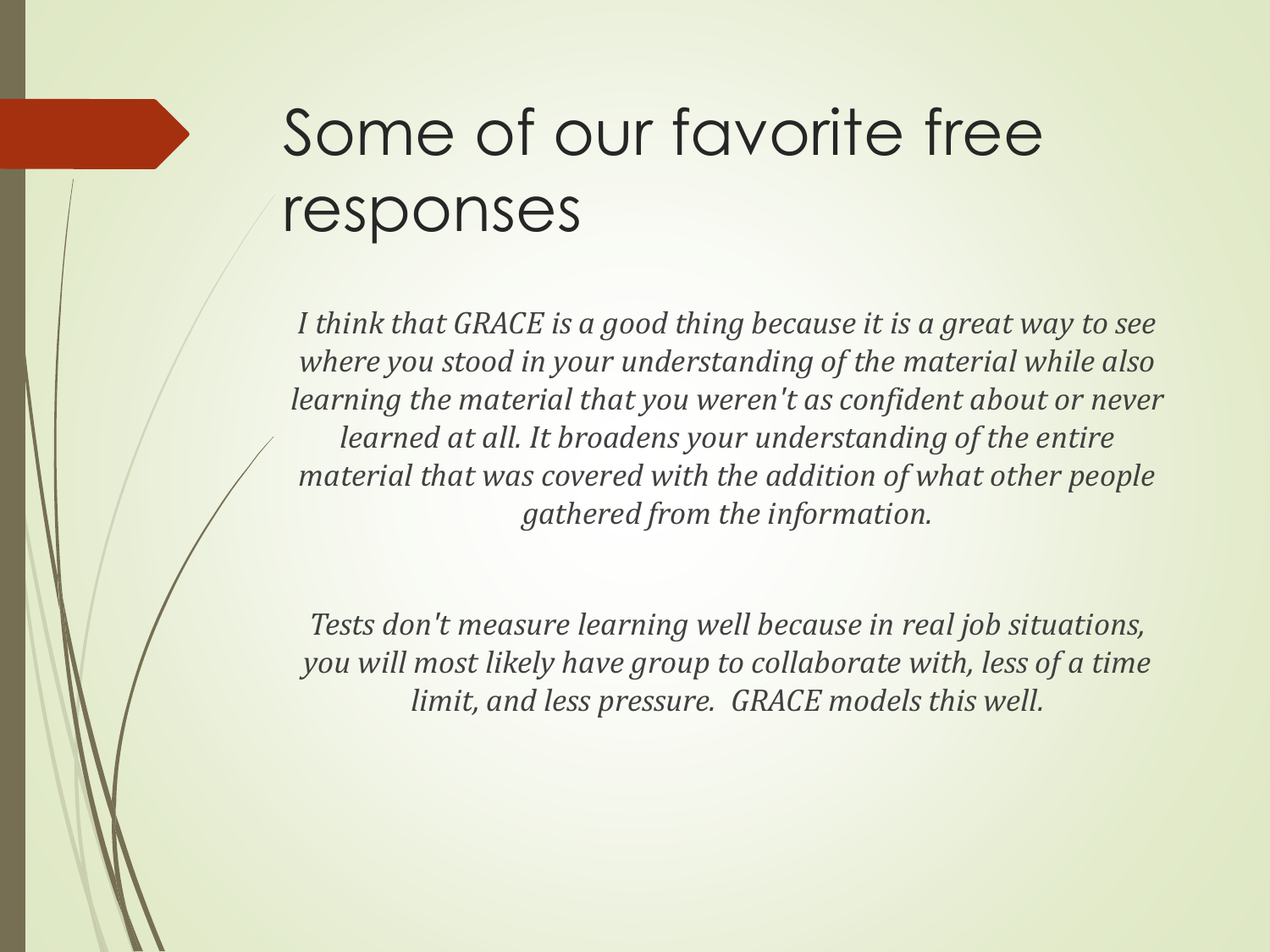# Some of our favorite free responses

*I think that GRACE is a good thing because it is a great way to see where you stood in your understanding of the material while also learning the material that you weren't as confident about or never learned at all. It broadens your understanding of the entire material that was covered with the addition of what other people gathered from the information.*

*Tests don't measure learning well because in real job situations, you will most likely have group to collaborate with, less of a time limit, and less pressure. GRACE models this well.*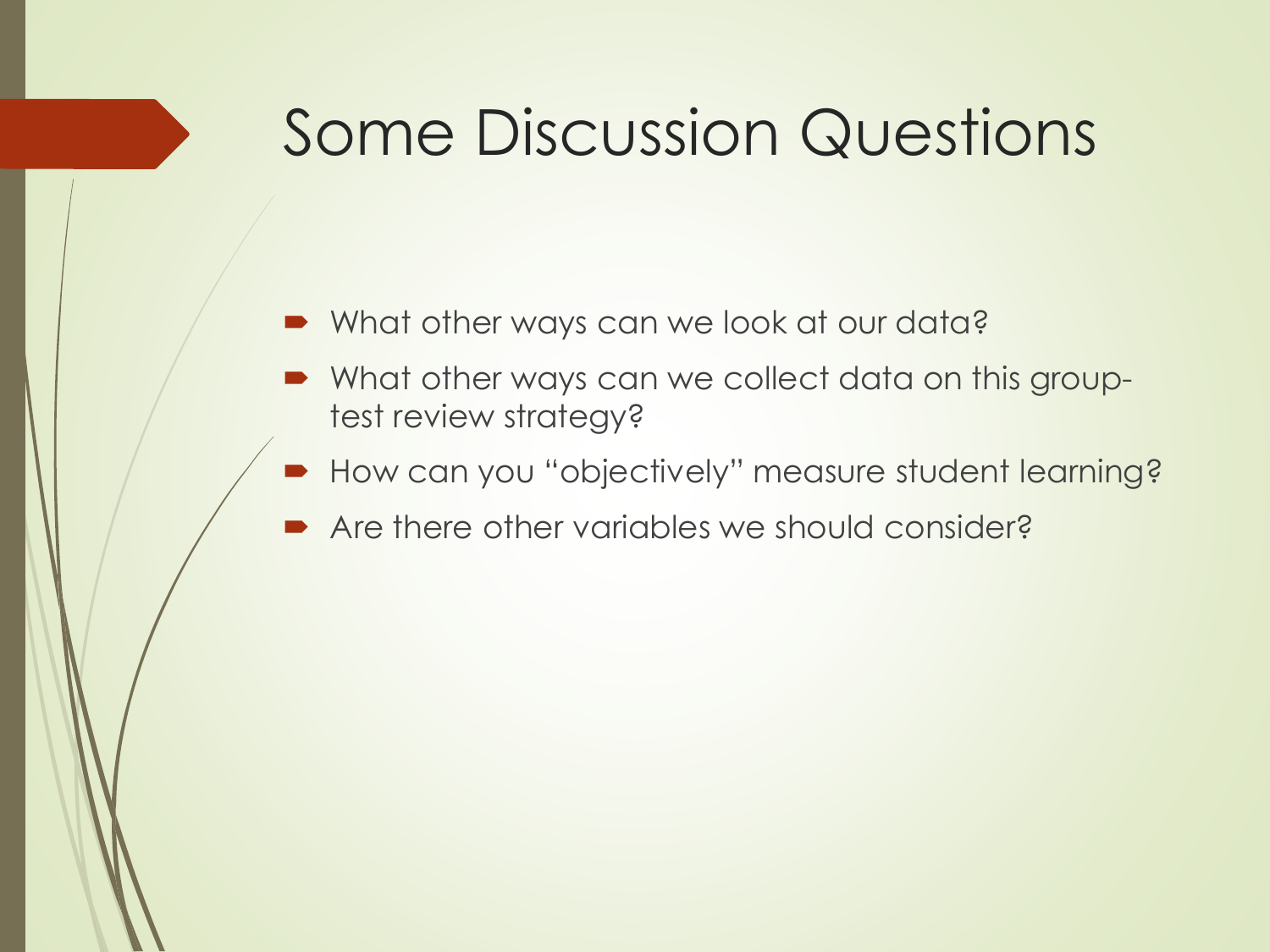# Some Discussion Questions

- What other ways can we look at our data?
- What other ways can we collect data on this group-test review strategy?
- How can you "objectively" measure student learning?
- Are there other variables we should consider?